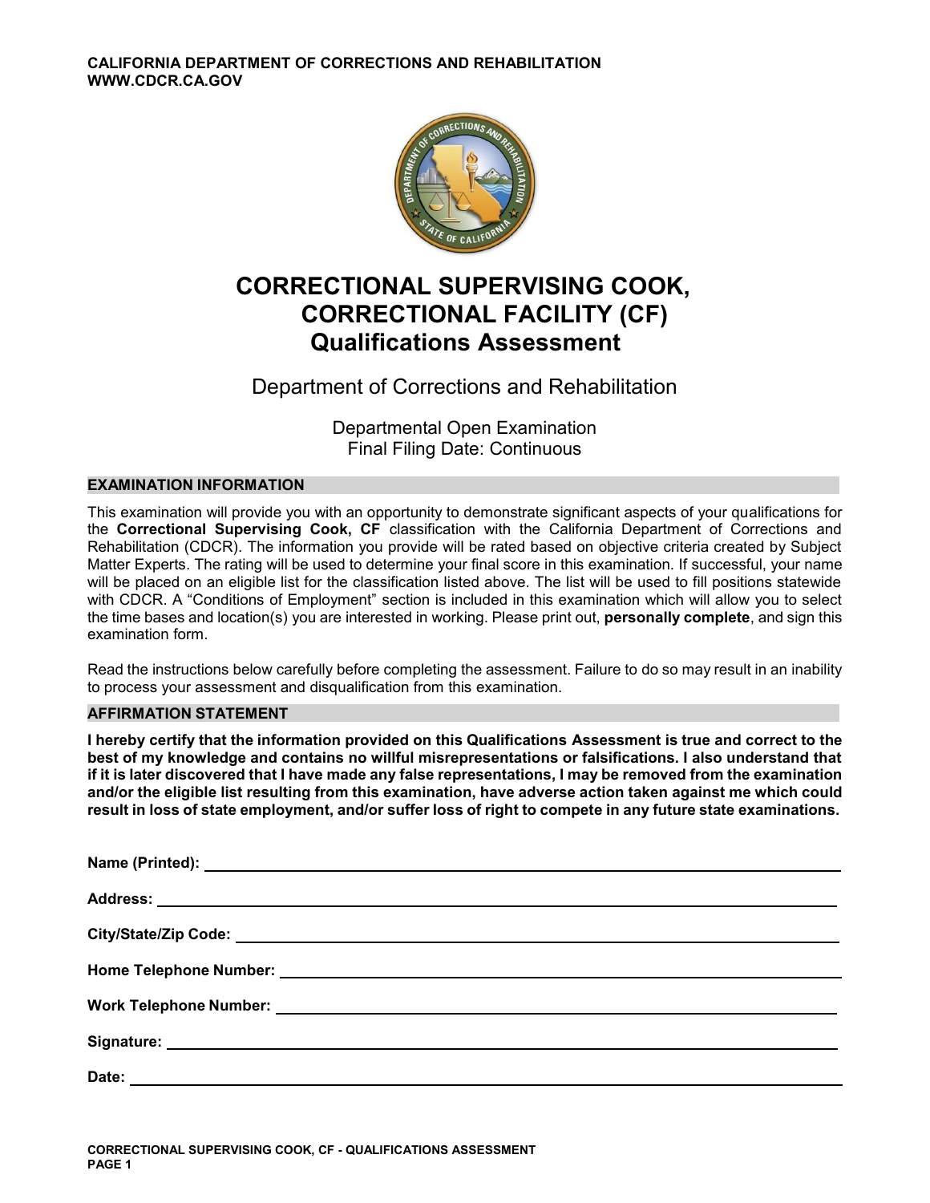CALIFORNIA DEPARTMENT OF CORRECTIONS AND REHABILITATION
WWW.CDCR.CA.GOV

# CORRECTIONAL SUPERVISING COOK, CORRECTIONAL FACILITY (CF) Qualifications Assessment

Department of Corrections and Rehabilitation

Departmental Open Examination
Final Filing Date: Continuous

## EXAMINATION INFORMATION

This examination will provide you with an opportunity to demonstrate significant aspects of your qualifications for the **Correctional Supervising Cook, CF** classification with the California Department of Corrections and Rehabilitation (CDCR). The information you provide will be rated based on objective criteria created by Subject Matter Experts. The rating will be used to determine your final score in this examination. If successful, your name will be placed on an eligible list for the classification listed above. The list will be used to fill positions statewide with CDCR. A "Conditions of Employment" section is included in this examination which will allow you to select the time bases and location(s) you are interested in working. Please print out, **personally complete**, and sign this examination form.

Read the instructions below carefully before completing the assessment. Failure to do so may result in an inability to process your assessment and disqualification from this examination.

## AFFIRMATION STATEMENT

**I hereby certify that the information provided on this Qualifications Assessment is true and correct to the best of my knowledge and contains no willful misrepresentations or falsifications. I also understand that if it is later discovered that I have made any false representations, I may be removed from the examination and/or the eligible list resulting from this examination, have adverse action taken against me which could result in loss of state employment, and/or suffer loss of right to compete in any future state examinations.**

**Name (Printed):** ______________________________

**Address:** ______________________________

**City/State/Zip Code:** ______________________________

**Home Telephone Number:** ______________________________

**Work Telephone Number:** ______________________________

**Signature:** ______________________________

**Date:** ______________________________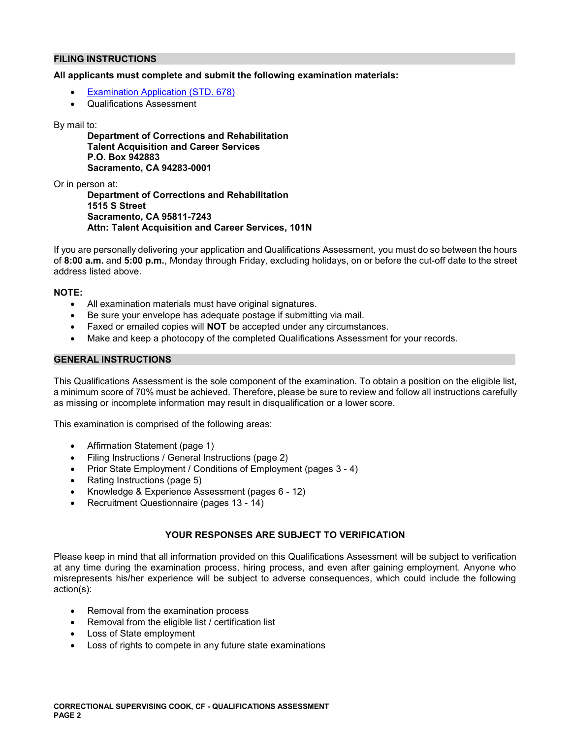## FILING INSTRUCTIONS

**All applicants must complete and submit the following examination materials:**

- [Examination Application (STD. 678)]
- Qualifications Assessment

By mail to:

> **Department of Corrections and Rehabilitation**
> **Talent Acquisition and Career Services**
> **P.O. Box 942883**
> **Sacramento, CA 94283-0001**

Or in person at:

> **Department of Corrections and Rehabilitation**
> **1515 S Street**
> **Sacramento, CA 95811-7243**
> **Attn: Talent Acquisition and Career Services, 101N**

If you are personally delivering your application and Qualifications Assessment, you must do so between the hours of **8:00 a.m.** and **5:00 p.m.**, Monday through Friday, excluding holidays, on or before the cut-off date to the street address listed above.

**NOTE:**

- All examination materials must have original signatures.
- Be sure your envelope has adequate postage if submitting via mail.
- Faxed or emailed copies will **NOT** be accepted under any circumstances.
- Make and keep a photocopy of the completed Qualifications Assessment for your records.

## GENERAL INSTRUCTIONS

This Qualifications Assessment is the sole component of the examination. To obtain a position on the eligible list, a minimum score of 70% must be achieved. Therefore, please be sure to review and follow all instructions carefully as missing or incomplete information may result in disqualification or a lower score.

This examination is comprised of the following areas:

- Affirmation Statement (page 1)
- Filing Instructions / General Instructions (page 2)
- Prior State Employment / Conditions of Employment (pages 3 - 4)
- Rating Instructions (page 5)
- Knowledge & Experience Assessment (pages 6 - 12)
- Recruitment Questionnaire (pages 13 - 14)

### YOUR RESPONSES ARE SUBJECT TO VERIFICATION

Please keep in mind that all information provided on this Qualifications Assessment will be subject to verification at any time during the examination process, hiring process, and even after gaining employment. Anyone who misrepresents his/her experience will be subject to adverse consequences, which could include the following action(s):

- Removal from the examination process
- Removal from the eligible list / certification list
- Loss of State employment
- Loss of rights to compete in any future state examinations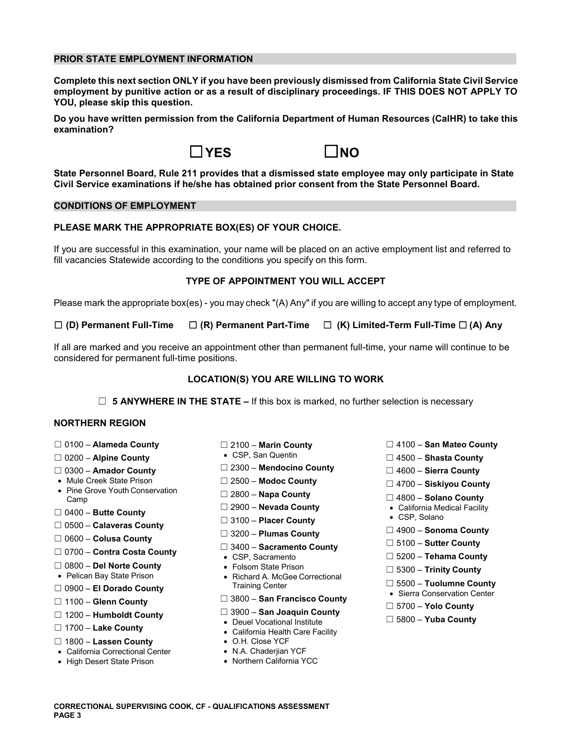## PRIOR STATE EMPLOYMENT INFORMATION

**Complete this next section ONLY if you have been previously dismissed from California State Civil Service employment by punitive action or as a result of disciplinary proceedings. IF THIS DOES NOT APPLY TO YOU, please skip this question.**

**Do you have written permission from the California Department of Human Resources (CalHR) to take this examination?**

☐ **YES** ☐ **NO**

**State Personnel Board, Rule 211 provides that a dismissed state employee may only participate in State Civil Service examinations if he/she has obtained prior consent from the State Personnel Board.**

## CONDITIONS OF EMPLOYMENT

**PLEASE MARK THE APPROPRIATE BOX(ES) OF YOUR CHOICE.**

If you are successful in this examination, your name will be placed on an active employment list and referred to fill vacancies Statewide according to the conditions you specify on this form.

### TYPE OF APPOINTMENT YOU WILL ACCEPT

Please mark the appropriate box(es) - you may check "(A) Any" if you are willing to accept any type of employment.

☐ **(D) Permanent Full-Time** ☐ **(R) Permanent Part-Time** ☐ **(K) Limited-Term Full-Time** ☐ **(A) Any**

If all are marked and you receive an appointment other than permanent full-time, your name will continue to be considered for permanent full-time positions.

### LOCATION(S) YOU ARE WILLING TO WORK

☐ **5 ANYWHERE IN THE STATE –** If this box is marked, no further selection is necessary

**NORTHERN REGION**

- ☐ 0100 – **Alameda County**
- ☐ 0200 – **Alpine County**
- ☐ 0300 – **Amador County**
  - Mule Creek State Prison
  - Pine Grove Youth Conservation Camp
- ☐ 0400 – **Butte County**
- ☐ 0500 – **Calaveras County**
- ☐ 0600 – **Colusa County**
- ☐ 0700 – **Contra Costa County**
- ☐ 0800 – **Del Norte County**
  - Pelican Bay State Prison
- ☐ 0900 – **El Dorado County**
- ☐ 1100 – **Glenn County**
- ☐ 1200 – **Humboldt County**
- ☐ 1700 – **Lake County**
- ☐ 1800 – **Lassen County**
  - California Correctional Center
  - High Desert State Prison
- ☐ 2100 – **Marin County**
  - CSP, San Quentin
- ☐ 2300 – **Mendocino County**
- ☐ 2500 – **Modoc County**
- ☐ 2800 – **Napa County**
- ☐ 2900 – **Nevada County**
- ☐ 3100 – **Placer County**
- ☐ 3200 – **Plumas County**
- ☐ 3400 – **Sacramento County**
  - CSP, Sacramento
  - Folsom State Prison
  - Richard A. McGee Correctional Training Center
- ☐ 3800 – **San Francisco County**
- ☐ 3900 – **San Joaquin County**
  - Deuel Vocational Institute
  - California Health Care Facility
  - O.H. Close YCF
  - N.A. Chaderjian YCF
  - Northern California YCC
- ☐ 4100 – **San Mateo County**
- ☐ 4500 – **Shasta County**
- ☐ 4600 – **Sierra County**
- ☐ 4700 – **Siskiyou County**
- ☐ 4800 – **Solano County**
  - California Medical Facility
  - CSP, Solano
- ☐ 4900 – **Sonoma County**
- ☐ 5100 – **Sutter County**
- ☐ 5200 – **Tehama County**
- ☐ 5300 – **Trinity County**
- ☐ 5500 – **Tuolumne County**
  - Sierra Conservation Center
- ☐ 5700 – **Yolo County**
- ☐ 5800 – **Yuba County**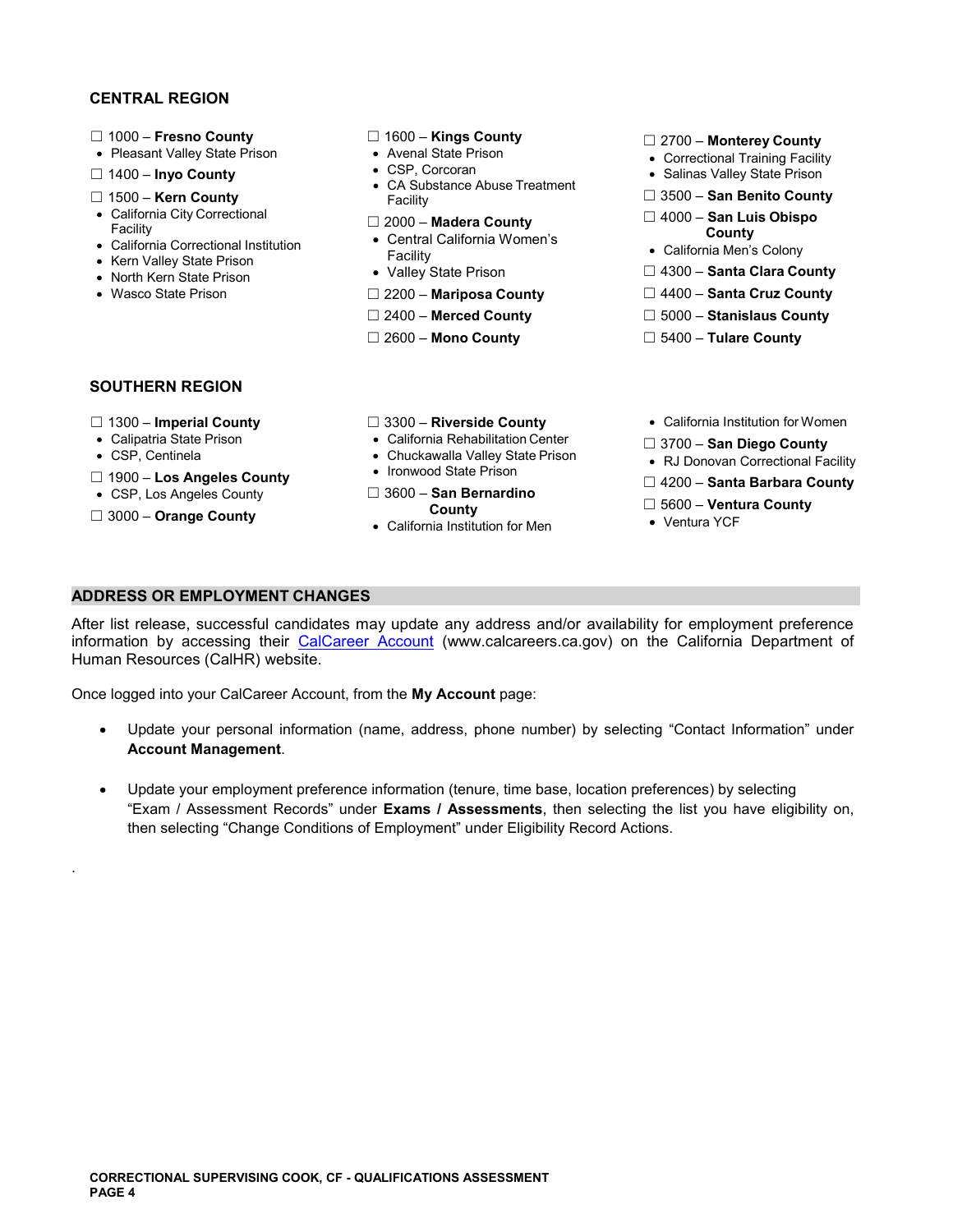## CENTRAL REGION

☐ 1000 – **Fresno County**
- Pleasant Valley State Prison

☐ 1400 – **Inyo County**

☐ 1500 – **Kern County**
- California City Correctional Facility
- California Correctional Institution
- Kern Valley State Prison
- North Kern State Prison
- Wasco State Prison

☐ 1600 – **Kings County**
- Avenal State Prison
- CSP, Corcoran
- CA Substance Abuse Treatment Facility

☐ 2000 – **Madera County**
- Central California Women's Facility
- Valley State Prison

☐ 2200 – **Mariposa County**

☐ 2400 – **Merced County**

☐ 2600 – **Mono County**

☐ 2700 – **Monterey County**
- Correctional Training Facility
- Salinas Valley State Prison

☐ 3500 – **San Benito County**

☐ 4000 – **San Luis Obispo County**
- California Men's Colony

☐ 4300 – **Santa Clara County**

☐ 4400 – **Santa Cruz County**

☐ 5000 – **Stanislaus County**

☐ 5400 – **Tulare County**

## SOUTHERN REGION

☐ 1300 – **Imperial County**
- Calipatria State Prison
- CSP, Centinela

☐ 1900 – **Los Angeles County**
- CSP, Los Angeles County

☐ 3000 – **Orange County**

☐ 3300 – **Riverside County**
- California Rehabilitation Center
- Chuckawalla Valley State Prison
- Ironwood State Prison

☐ 3600 – **San Bernardino County**
- California Institution for Men
- California Institution for Women

☐ 3700 – **San Diego County**
- RJ Donovan Correctional Facility

☐ 4200 – **Santa Barbara County**

☐ 5600 – **Ventura County**
- Ventura YCF

## ADDRESS OR EMPLOYMENT CHANGES

After list release, successful candidates may update any address and/or availability for employment preference information by accessing their CalCareer Account (www.calcareers.ca.gov) on the California Department of Human Resources (CalHR) website.

Once logged into your CalCareer Account, from the **My Account** page:

- Update your personal information (name, address, phone number) by selecting "Contact Information" under **Account Management**.
- Update your employment preference information (tenure, time base, location preferences) by selecting "Exam / Assessment Records" under **Exams / Assessments**, then selecting the list you have eligibility on, then selecting "Change Conditions of Employment" under Eligibility Record Actions.

.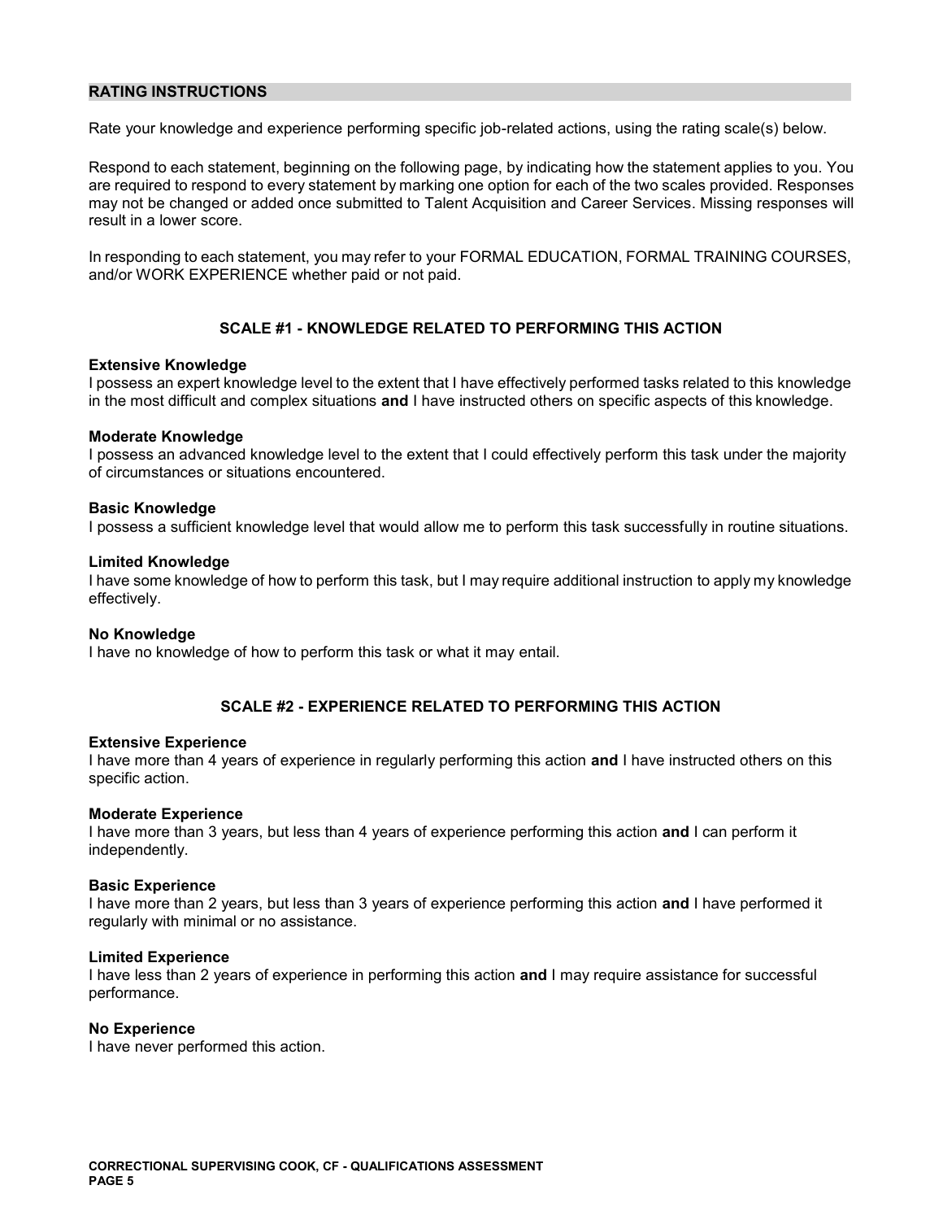## RATING INSTRUCTIONS

Rate your knowledge and experience performing specific job-related actions, using the rating scale(s) below.

Respond to each statement, beginning on the following page, by indicating how the statement applies to you. You are required to respond to every statement by marking one option for each of the two scales provided. Responses may not be changed or added once submitted to Talent Acquisition and Career Services. Missing responses will result in a lower score.

In responding to each statement, you may refer to your FORMAL EDUCATION, FORMAL TRAINING COURSES, and/or WORK EXPERIENCE whether paid or not paid.

### SCALE #1 - KNOWLEDGE RELATED TO PERFORMING THIS ACTION

**Extensive Knowledge**
I possess an expert knowledge level to the extent that I have effectively performed tasks related to this knowledge in the most difficult and complex situations **and** I have instructed others on specific aspects of this knowledge.

**Moderate Knowledge**
I possess an advanced knowledge level to the extent that I could effectively perform this task under the majority of circumstances or situations encountered.

**Basic Knowledge**
I possess a sufficient knowledge level that would allow me to perform this task successfully in routine situations.

**Limited Knowledge**
I have some knowledge of how to perform this task, but I may require additional instruction to apply my knowledge effectively.

**No Knowledge**
I have no knowledge of how to perform this task or what it may entail.

### SCALE #2 - EXPERIENCE RELATED TO PERFORMING THIS ACTION

**Extensive Experience**
I have more than 4 years of experience in regularly performing this action **and** I have instructed others on this specific action.

**Moderate Experience**
I have more than 3 years, but less than 4 years of experience performing this action **and** I can perform it independently.

**Basic Experience**
I have more than 2 years, but less than 3 years of experience performing this action **and** I have performed it regularly with minimal or no assistance.

**Limited Experience**
I have less than 2 years of experience in performing this action **and** I may require assistance for successful performance.

**No Experience**
I have never performed this action.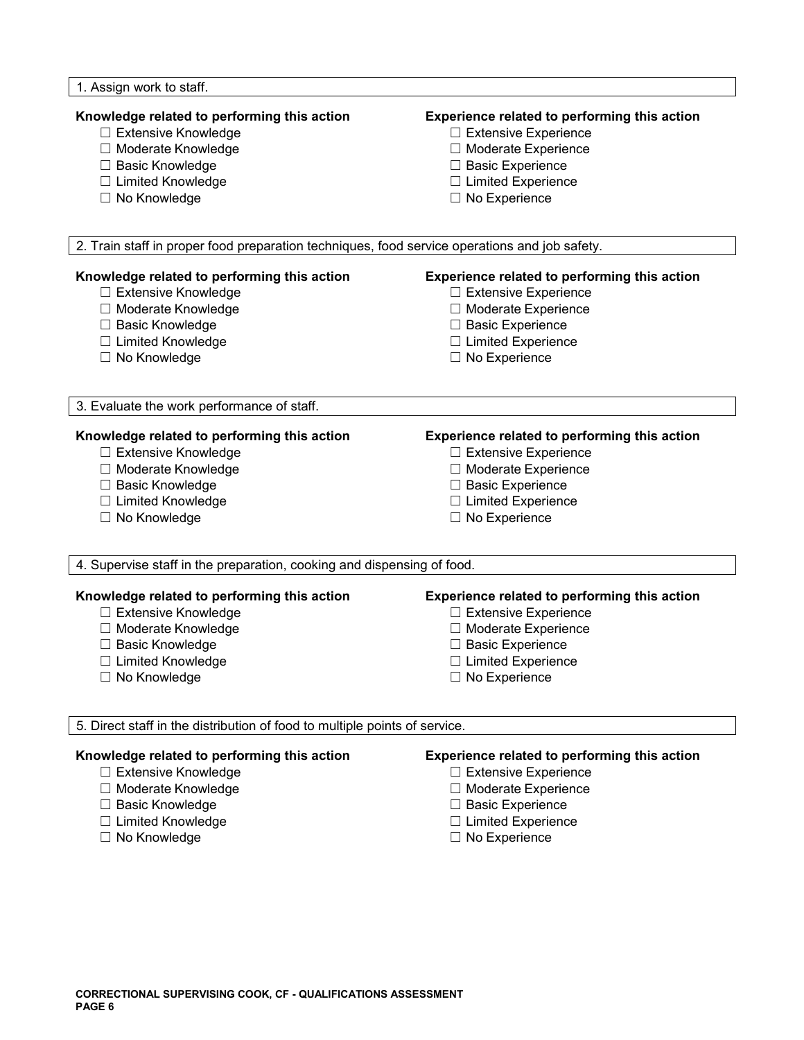1. Assign work to staff.

**Knowledge related to performing this action**

- ☐ Extensive Knowledge
- ☐ Moderate Knowledge
- ☐ Basic Knowledge
- ☐ Limited Knowledge
- ☐ No Knowledge

**Experience related to performing this action**

- ☐ Extensive Experience
- ☐ Moderate Experience
- ☐ Basic Experience
- ☐ Limited Experience
- ☐ No Experience

2. Train staff in proper food preparation techniques, food service operations and job safety.

**Knowledge related to performing this action**

- ☐ Extensive Knowledge
- ☐ Moderate Knowledge
- ☐ Basic Knowledge
- ☐ Limited Knowledge
- ☐ No Knowledge

**Experience related to performing this action**

- ☐ Extensive Experience
- ☐ Moderate Experience
- ☐ Basic Experience
- ☐ Limited Experience
- ☐ No Experience

3. Evaluate the work performance of staff.

**Knowledge related to performing this action**

- ☐ Extensive Knowledge
- ☐ Moderate Knowledge
- ☐ Basic Knowledge
- ☐ Limited Knowledge
- ☐ No Knowledge

**Experience related to performing this action**

- ☐ Extensive Experience
- ☐ Moderate Experience
- ☐ Basic Experience
- ☐ Limited Experience
- ☐ No Experience

4. Supervise staff in the preparation, cooking and dispensing of food.

**Knowledge related to performing this action**

- ☐ Extensive Knowledge
- ☐ Moderate Knowledge
- ☐ Basic Knowledge
- ☐ Limited Knowledge
- ☐ No Knowledge

**Experience related to performing this action**

- ☐ Extensive Experience
- ☐ Moderate Experience
- ☐ Basic Experience
- ☐ Limited Experience
- ☐ No Experience

5. Direct staff in the distribution of food to multiple points of service.

**Knowledge related to performing this action**

- ☐ Extensive Knowledge
- ☐ Moderate Knowledge
- ☐ Basic Knowledge
- ☐ Limited Knowledge
- ☐ No Knowledge

**Experience related to performing this action**

- ☐ Extensive Experience
- ☐ Moderate Experience
- ☐ Basic Experience
- ☐ Limited Experience
- ☐ No Experience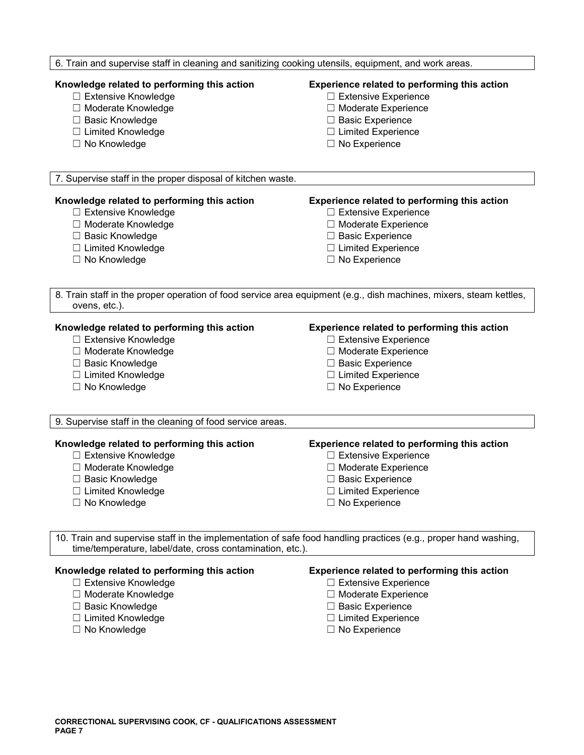6. Train and supervise staff in cleaning and sanitizing cooking utensils, equipment, and work areas.

**Knowledge related to performing this action**

- ☐ Extensive Knowledge
- ☐ Moderate Knowledge
- ☐ Basic Knowledge
- ☐ Limited Knowledge
- ☐ No Knowledge

**Experience related to performing this action**

- ☐ Extensive Experience
- ☐ Moderate Experience
- ☐ Basic Experience
- ☐ Limited Experience
- ☐ No Experience

7. Supervise staff in the proper disposal of kitchen waste.

**Knowledge related to performing this action**

- ☐ Extensive Knowledge
- ☐ Moderate Knowledge
- ☐ Basic Knowledge
- ☐ Limited Knowledge
- ☐ No Knowledge

**Experience related to performing this action**

- ☐ Extensive Experience
- ☐ Moderate Experience
- ☐ Basic Experience
- ☐ Limited Experience
- ☐ No Experience

8. Train staff in the proper operation of food service area equipment (e.g., dish machines, mixers, steam kettles, ovens, etc.).

**Knowledge related to performing this action**

- ☐ Extensive Knowledge
- ☐ Moderate Knowledge
- ☐ Basic Knowledge
- ☐ Limited Knowledge
- ☐ No Knowledge

**Experience related to performing this action**

- ☐ Extensive Experience
- ☐ Moderate Experience
- ☐ Basic Experience
- ☐ Limited Experience
- ☐ No Experience

9. Supervise staff in the cleaning of food service areas.

**Knowledge related to performing this action**

- ☐ Extensive Knowledge
- ☐ Moderate Knowledge
- ☐ Basic Knowledge
- ☐ Limited Knowledge
- ☐ No Knowledge

**Experience related to performing this action**

- ☐ Extensive Experience
- ☐ Moderate Experience
- ☐ Basic Experience
- ☐ Limited Experience
- ☐ No Experience

10. Train and supervise staff in the implementation of safe food handling practices (e.g., proper hand washing, time/temperature, label/date, cross contamination, etc.).

**Knowledge related to performing this action**

- ☐ Extensive Knowledge
- ☐ Moderate Knowledge
- ☐ Basic Knowledge
- ☐ Limited Knowledge
- ☐ No Knowledge

**Experience related to performing this action**

- ☐ Extensive Experience
- ☐ Moderate Experience
- ☐ Basic Experience
- ☐ Limited Experience
- ☐ No Experience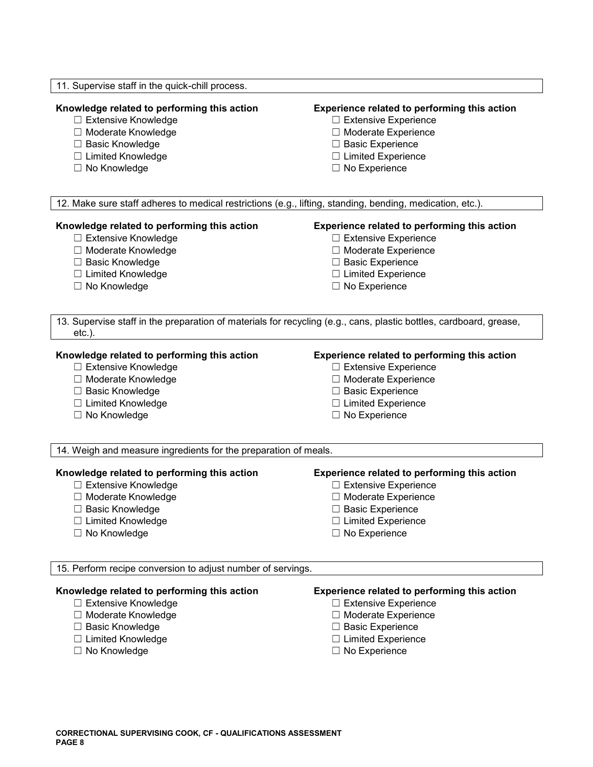11. Supervise staff in the quick-chill process.

**Knowledge related to performing this action**

- ☐ Extensive Knowledge
- ☐ Moderate Knowledge
- ☐ Basic Knowledge
- ☐ Limited Knowledge
- ☐ No Knowledge

**Experience related to performing this action**

- ☐ Extensive Experience
- ☐ Moderate Experience
- ☐ Basic Experience
- ☐ Limited Experience
- ☐ No Experience

12. Make sure staff adheres to medical restrictions (e.g., lifting, standing, bending, medication, etc.).

**Knowledge related to performing this action**

- ☐ Extensive Knowledge
- ☐ Moderate Knowledge
- ☐ Basic Knowledge
- ☐ Limited Knowledge
- ☐ No Knowledge

**Experience related to performing this action**

- ☐ Extensive Experience
- ☐ Moderate Experience
- ☐ Basic Experience
- ☐ Limited Experience
- ☐ No Experience

13. Supervise staff in the preparation of materials for recycling (e.g., cans, plastic bottles, cardboard, grease, etc.).

**Knowledge related to performing this action**

- ☐ Extensive Knowledge
- ☐ Moderate Knowledge
- ☐ Basic Knowledge
- ☐ Limited Knowledge
- ☐ No Knowledge

**Experience related to performing this action**

- ☐ Extensive Experience
- ☐ Moderate Experience
- ☐ Basic Experience
- ☐ Limited Experience
- ☐ No Experience

14. Weigh and measure ingredients for the preparation of meals.

**Knowledge related to performing this action**

- ☐ Extensive Knowledge
- ☐ Moderate Knowledge
- ☐ Basic Knowledge
- ☐ Limited Knowledge
- ☐ No Knowledge

**Experience related to performing this action**

- ☐ Extensive Experience
- ☐ Moderate Experience
- ☐ Basic Experience
- ☐ Limited Experience
- ☐ No Experience

15. Perform recipe conversion to adjust number of servings.

**Knowledge related to performing this action**

- ☐ Extensive Knowledge
- ☐ Moderate Knowledge
- ☐ Basic Knowledge
- ☐ Limited Knowledge
- ☐ No Knowledge

**Experience related to performing this action**

- ☐ Extensive Experience
- ☐ Moderate Experience
- ☐ Basic Experience
- ☐ Limited Experience
- ☐ No Experience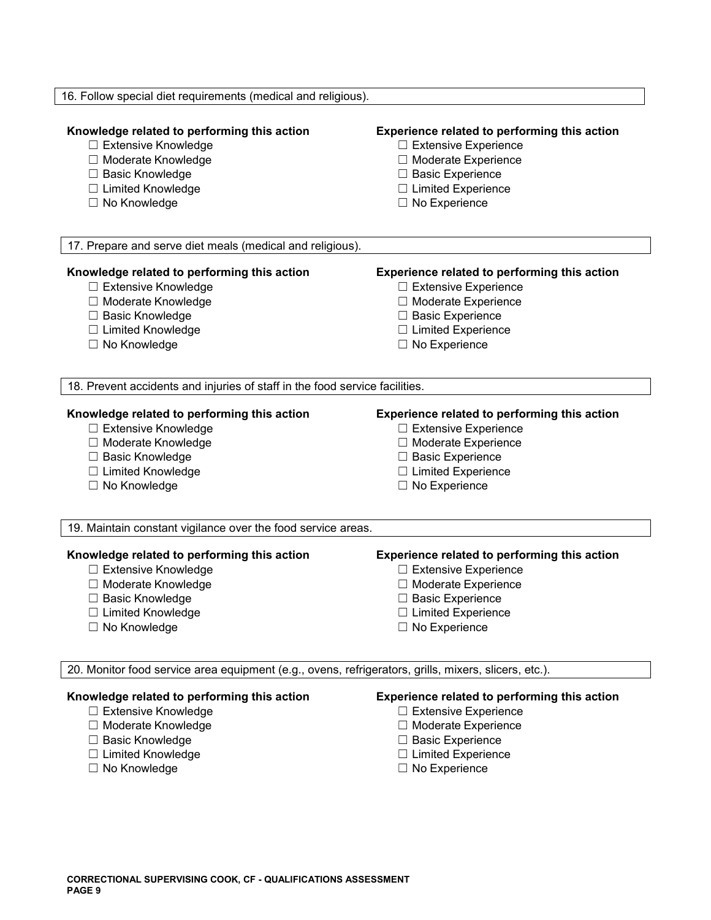16. Follow special diet requirements (medical and religious).

**Knowledge related to performing this action**

- ☐ Extensive Knowledge
- ☐ Moderate Knowledge
- ☐ Basic Knowledge
- ☐ Limited Knowledge
- ☐ No Knowledge

**Experience related to performing this action**

- ☐ Extensive Experience
- ☐ Moderate Experience
- ☐ Basic Experience
- ☐ Limited Experience
- ☐ No Experience

17. Prepare and serve diet meals (medical and religious).

**Knowledge related to performing this action**

- ☐ Extensive Knowledge
- ☐ Moderate Knowledge
- ☐ Basic Knowledge
- ☐ Limited Knowledge
- ☐ No Knowledge

**Experience related to performing this action**

- ☐ Extensive Experience
- ☐ Moderate Experience
- ☐ Basic Experience
- ☐ Limited Experience
- ☐ No Experience

18. Prevent accidents and injuries of staff in the food service facilities.

**Knowledge related to performing this action**

- ☐ Extensive Knowledge
- ☐ Moderate Knowledge
- ☐ Basic Knowledge
- ☐ Limited Knowledge
- ☐ No Knowledge

**Experience related to performing this action**

- ☐ Extensive Experience
- ☐ Moderate Experience
- ☐ Basic Experience
- ☐ Limited Experience
- ☐ No Experience

19. Maintain constant vigilance over the food service areas.

**Knowledge related to performing this action**

- ☐ Extensive Knowledge
- ☐ Moderate Knowledge
- ☐ Basic Knowledge
- ☐ Limited Knowledge
- ☐ No Knowledge

**Experience related to performing this action**

- ☐ Extensive Experience
- ☐ Moderate Experience
- ☐ Basic Experience
- ☐ Limited Experience
- ☐ No Experience

20. Monitor food service area equipment (e.g., ovens, refrigerators, grills, mixers, slicers, etc.).

**Knowledge related to performing this action**

- ☐ Extensive Knowledge
- ☐ Moderate Knowledge
- ☐ Basic Knowledge
- ☐ Limited Knowledge
- ☐ No Knowledge

**Experience related to performing this action**

- ☐ Extensive Experience
- ☐ Moderate Experience
- ☐ Basic Experience
- ☐ Limited Experience
- ☐ No Experience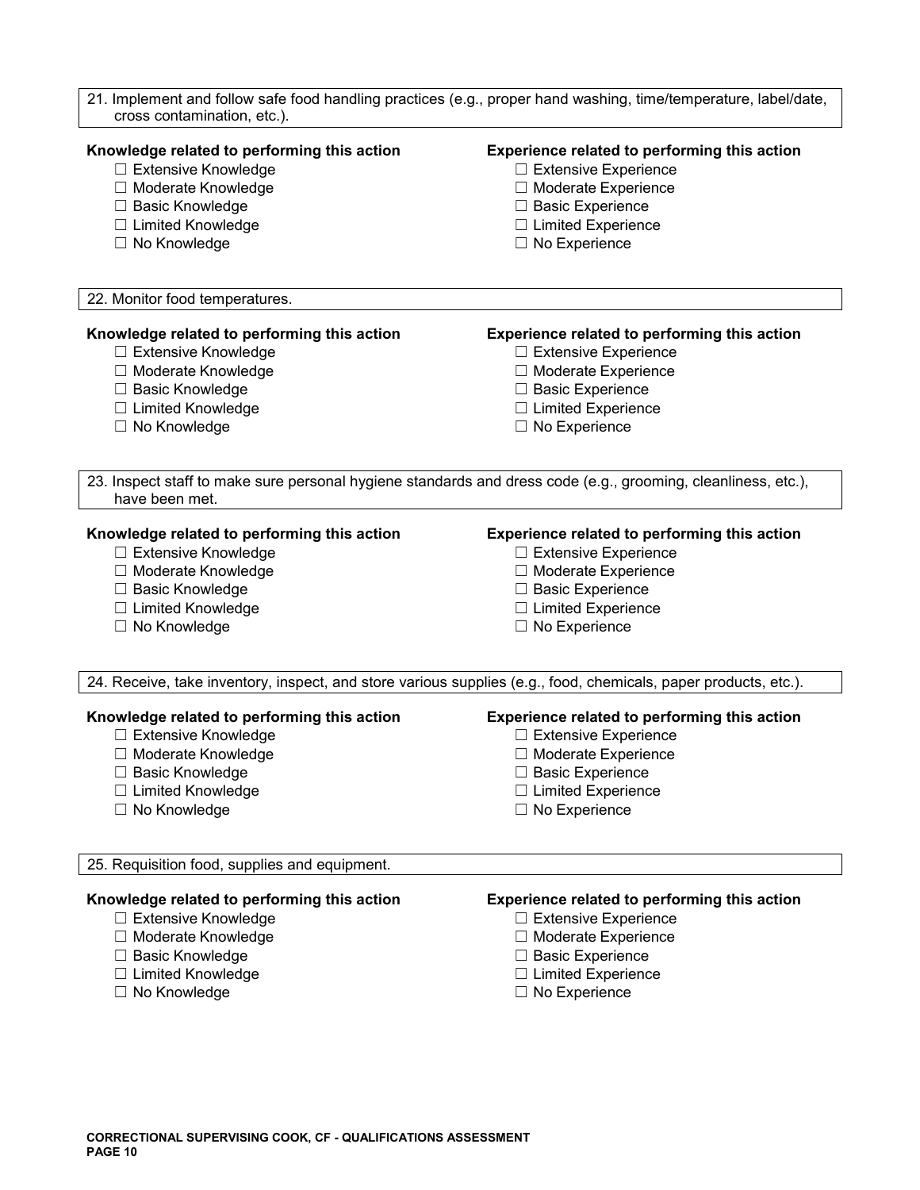21. Implement and follow safe food handling practices (e.g., proper hand washing, time/temperature, label/date, cross contamination, etc.).

**Knowledge related to performing this action**

- ☐ Extensive Knowledge
- ☐ Moderate Knowledge
- ☐ Basic Knowledge
- ☐ Limited Knowledge
- ☐ No Knowledge

**Experience related to performing this action**

- ☐ Extensive Experience
- ☐ Moderate Experience
- ☐ Basic Experience
- ☐ Limited Experience
- ☐ No Experience

22. Monitor food temperatures.

**Knowledge related to performing this action**

- ☐ Extensive Knowledge
- ☐ Moderate Knowledge
- ☐ Basic Knowledge
- ☐ Limited Knowledge
- ☐ No Knowledge

**Experience related to performing this action**

- ☐ Extensive Experience
- ☐ Moderate Experience
- ☐ Basic Experience
- ☐ Limited Experience
- ☐ No Experience

23. Inspect staff to make sure personal hygiene standards and dress code (e.g., grooming, cleanliness, etc.), have been met.

**Knowledge related to performing this action**

- ☐ Extensive Knowledge
- ☐ Moderate Knowledge
- ☐ Basic Knowledge
- ☐ Limited Knowledge
- ☐ No Knowledge

**Experience related to performing this action**

- ☐ Extensive Experience
- ☐ Moderate Experience
- ☐ Basic Experience
- ☐ Limited Experience
- ☐ No Experience

24. Receive, take inventory, inspect, and store various supplies (e.g., food, chemicals, paper products, etc.).

**Knowledge related to performing this action**

- ☐ Extensive Knowledge
- ☐ Moderate Knowledge
- ☐ Basic Knowledge
- ☐ Limited Knowledge
- ☐ No Knowledge

**Experience related to performing this action**

- ☐ Extensive Experience
- ☐ Moderate Experience
- ☐ Basic Experience
- ☐ Limited Experience
- ☐ No Experience

25. Requisition food, supplies and equipment.

**Knowledge related to performing this action**

- ☐ Extensive Knowledge
- ☐ Moderate Knowledge
- ☐ Basic Knowledge
- ☐ Limited Knowledge
- ☐ No Knowledge

**Experience related to performing this action**

- ☐ Extensive Experience
- ☐ Moderate Experience
- ☐ Basic Experience
- ☐ Limited Experience
- ☐ No Experience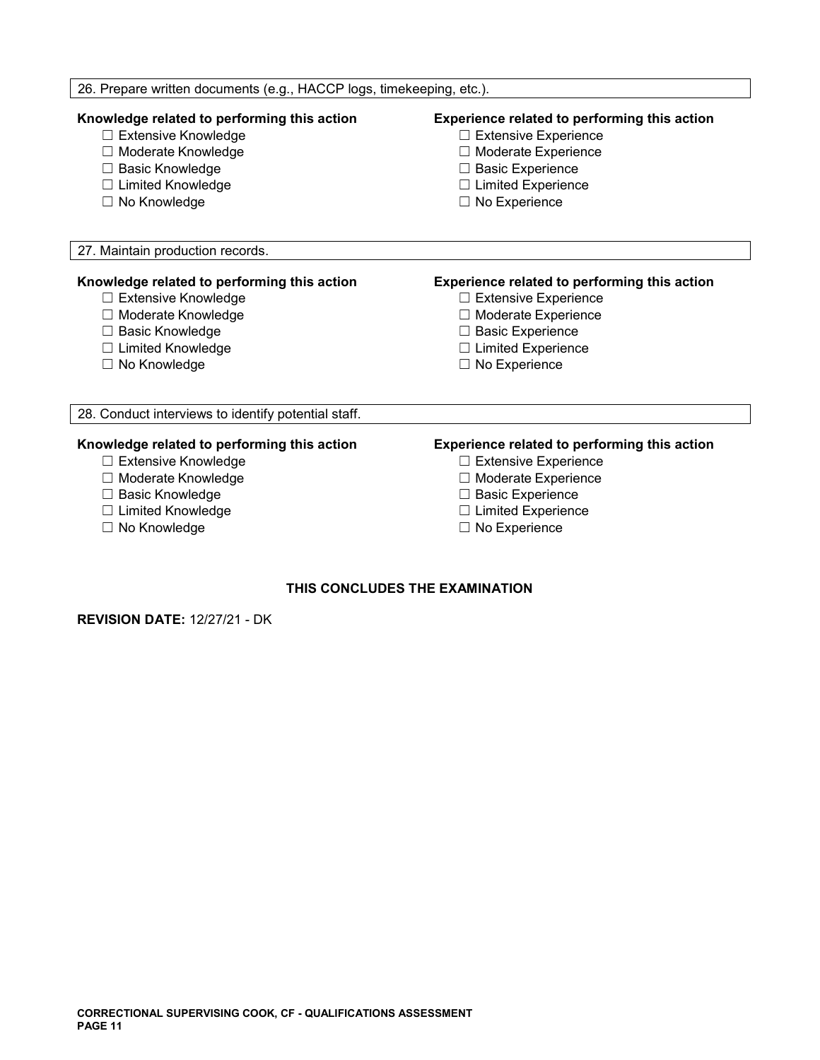26. Prepare written documents (e.g., HACCP logs, timekeeping, etc.).

**Knowledge related to performing this action**
- ☐ Extensive Knowledge
- ☐ Moderate Knowledge
- ☐ Basic Knowledge
- ☐ Limited Knowledge
- ☐ No Knowledge

**Experience related to performing this action**
- ☐ Extensive Experience
- ☐ Moderate Experience
- ☐ Basic Experience
- ☐ Limited Experience
- ☐ No Experience

27. Maintain production records.

**Knowledge related to performing this action**
- ☐ Extensive Knowledge
- ☐ Moderate Knowledge
- ☐ Basic Knowledge
- ☐ Limited Knowledge
- ☐ No Knowledge

**Experience related to performing this action**
- ☐ Extensive Experience
- ☐ Moderate Experience
- ☐ Basic Experience
- ☐ Limited Experience
- ☐ No Experience

28. Conduct interviews to identify potential staff.

**Knowledge related to performing this action**
- ☐ Extensive Knowledge
- ☐ Moderate Knowledge
- ☐ Basic Knowledge
- ☐ Limited Knowledge
- ☐ No Knowledge

**Experience related to performing this action**
- ☐ Extensive Experience
- ☐ Moderate Experience
- ☐ Basic Experience
- ☐ Limited Experience
- ☐ No Experience

**THIS CONCLUDES THE EXAMINATION**

**REVISION DATE:** 12/27/21 - DK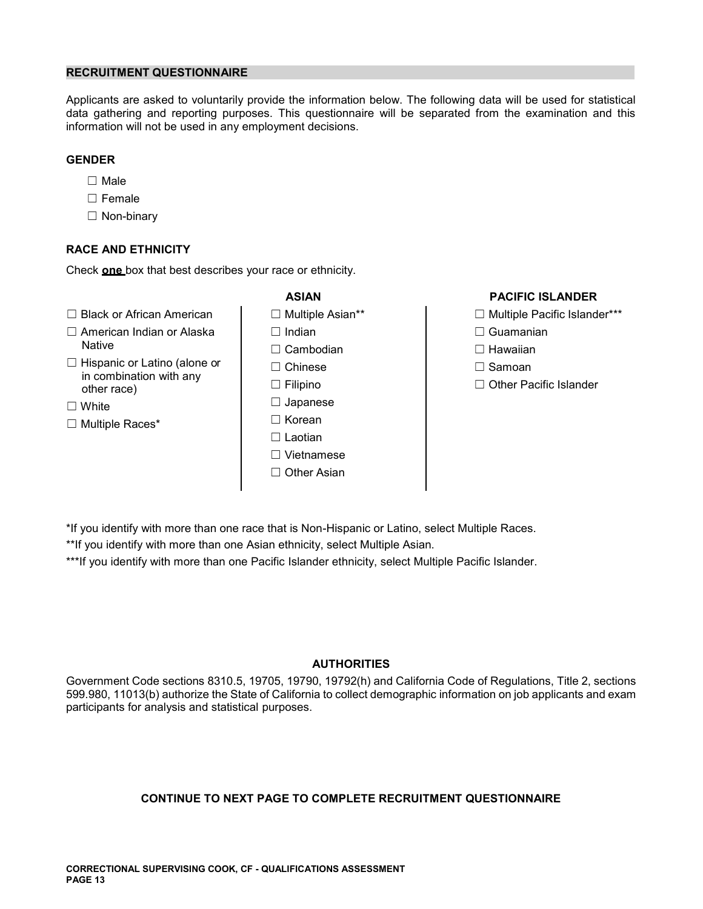## RECRUITMENT QUESTIONNAIRE

Applicants are asked to voluntarily provide the information below. The following data will be used for statistical data gathering and reporting purposes. This questionnaire will be separated from the examination and this information will not be used in any employment decisions.

### GENDER

☐ Male
☐ Female
☐ Non-binary

### RACE AND ETHNICITY

Check **one** box that best describes your race or ethnicity.

☐ Black or African American
☐ American Indian or Alaska Native
☐ Hispanic or Latino (alone or in combination with any other race)
☐ White
☐ Multiple Races*

**ASIAN**

☐ Multiple Asian**
☐ Indian
☐ Cambodian
☐ Chinese
☐ Filipino
☐ Japanese
☐ Korean
☐ Laotian
☐ Vietnamese
☐ Other Asian

**PACIFIC ISLANDER**

☐ Multiple Pacific Islander***
☐ Guamanian
☐ Hawaiian
☐ Samoan
☐ Other Pacific Islander

*If you identify with more than one race that is Non-Hispanic or Latino, select Multiple Races.

**If you identify with more than one Asian ethnicity, select Multiple Asian.

***If you identify with more than one Pacific Islander ethnicity, select Multiple Pacific Islander.

### AUTHORITIES

Government Code sections 8310.5, 19705, 19790, 19792(h) and California Code of Regulations, Title 2, sections 599.980, 11013(b) authorize the State of California to collect demographic information on job applicants and exam participants for analysis and statistical purposes.

**CONTINUE TO NEXT PAGE TO COMPLETE RECRUITMENT QUESTIONNAIRE**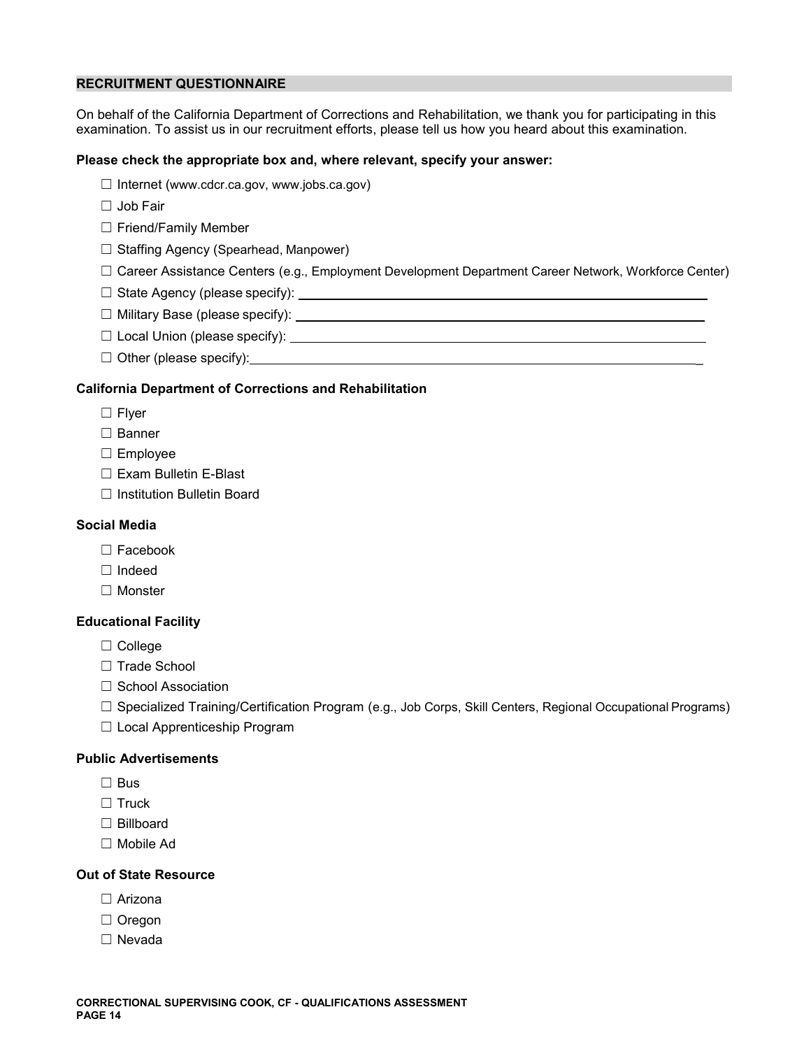## RECRUITMENT QUESTIONNAIRE

On behalf of the California Department of Corrections and Rehabilitation, we thank you for participating in this examination. To assist us in our recruitment efforts, please tell us how you heard about this examination.

**Please check the appropriate box and, where relevant, specify your answer:**

- ☐ Internet (www.cdcr.ca.gov, www.jobs.ca.gov)
- ☐ Job Fair
- ☐ Friend/Family Member
- ☐ Staffing Agency (Spearhead, Manpower)
- ☐ Career Assistance Centers (e.g., Employment Development Department Career Network, Workforce Center)
- ☐ State Agency (please specify): ______________________________
- ☐ Military Base (please specify): ______________________________
- ☐ Local Union (please specify): ______________________________
- ☐ Other (please specify): ______________________________

**California Department of Corrections and Rehabilitation**

- ☐ Flyer
- ☐ Banner
- ☐ Employee
- ☐ Exam Bulletin E-Blast
- ☐ Institution Bulletin Board

**Social Media**

- ☐ Facebook
- ☐ Indeed
- ☐ Monster

**Educational Facility**

- ☐ College
- ☐ Trade School
- ☐ School Association
- ☐ Specialized Training/Certification Program (e.g., Job Corps, Skill Centers, Regional Occupational Programs)
- ☐ Local Apprenticeship Program

**Public Advertisements**

- ☐ Bus
- ☐ Truck
- ☐ Billboard
- ☐ Mobile Ad

**Out of State Resource**

- ☐ Arizona
- ☐ Oregon
- ☐ Nevada